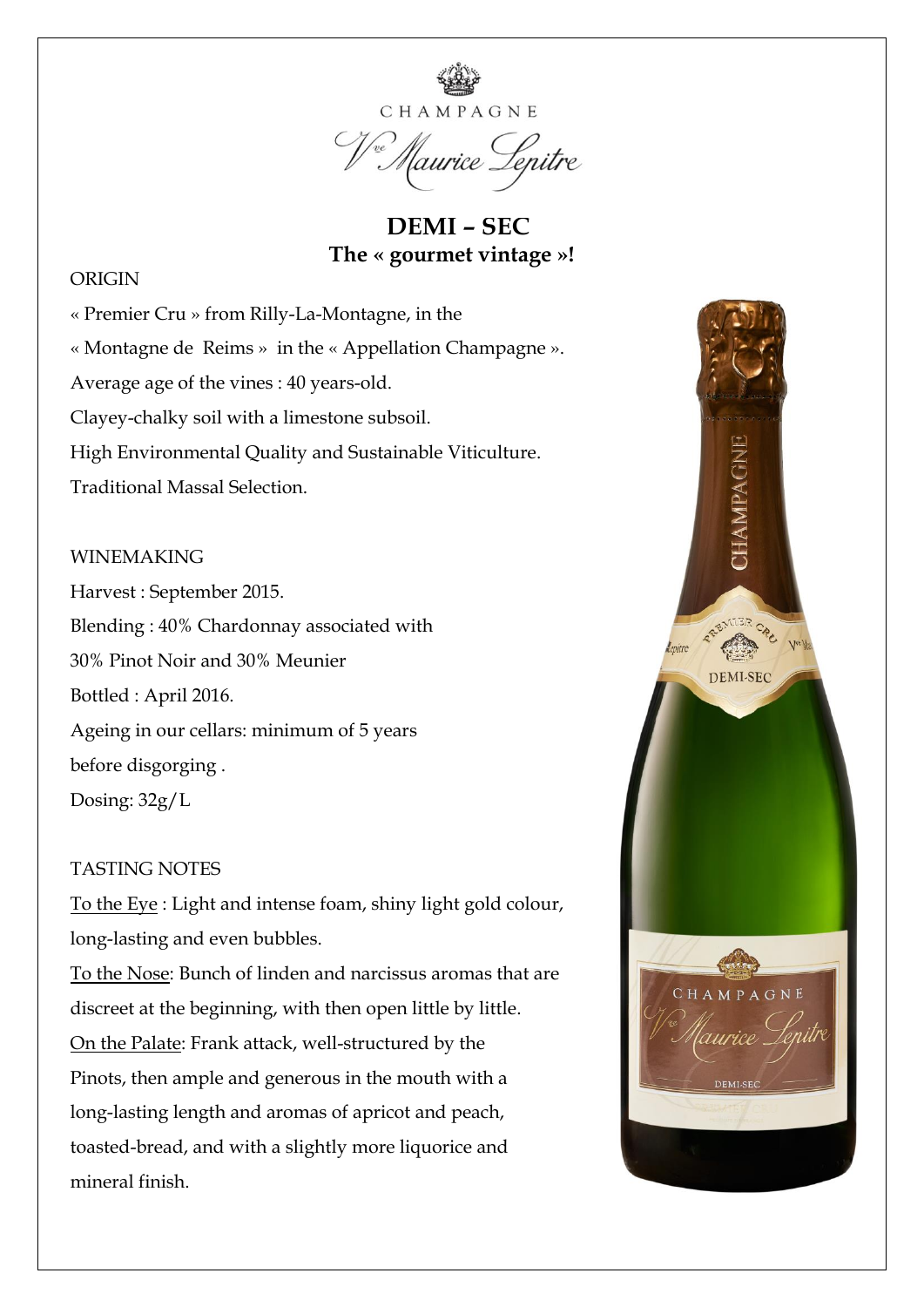CHAMPAGNE

Vve Maurice Lepitre

# DEMI – SEC
## The « gourmet vintage »!

ORIGIN

« Premier Cru » from Rilly-La-Montagne, in the « Montagne de Reims » in the « Appellation Champagne ».
Average age of the vines : 40 years-old.
Clayey-chalky soil with a limestone subsoil.
High Environmental Quality and Sustainable Viticulture.
Traditional Massal Selection.

WINEMAKING

Harvest : September 2015.
Blending : 40% Chardonnay associated with 30% Pinot Noir and 30% Meunier
Bottled : April 2016.
Ageing in our cellars: minimum of 5 years before disgorging .
Dosing: 32g/L

TASTING NOTES

To the Eye : Light and intense foam, shiny light gold colour, long-lasting and even bubbles.
To the Nose: Bunch of linden and narcissus aromas that are discreet at the beginning, with then open little by little.
On the Palate: Frank attack, well-structured by the Pinots, then ample and generous in the mouth with a long-lasting length and aromas of apricot and peach, toasted-bread, and with a slightly more liquorice and mineral finish.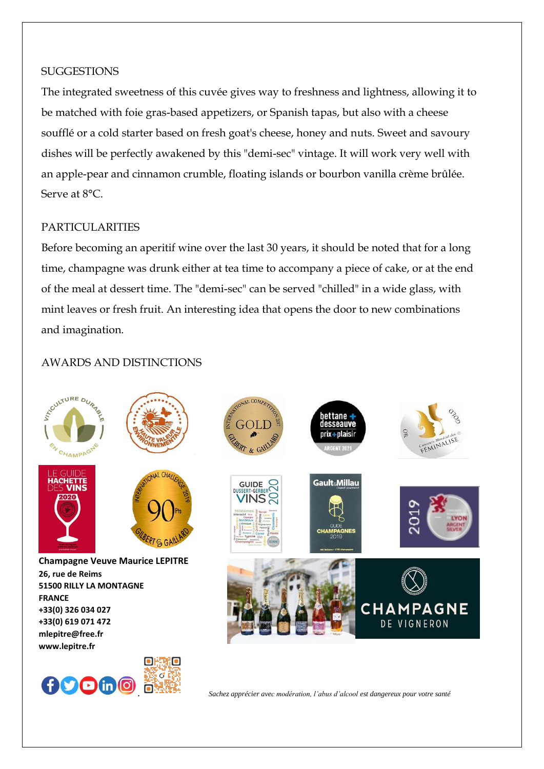## SUGGESTIONS

The integrated sweetness of this cuvée gives way to freshness and lightness, allowing it to be matched with foie gras-based appetizers, or Spanish tapas, but also with a cheese soufflé or a cold starter based on fresh goat's cheese, honey and nuts. Sweet and savoury dishes will be perfectly awakened by this "demi-sec" vintage. It will work very well with an apple-pear and cinnamon crumble, floating islands or bourbon vanilla crème brûlée. Serve at 8°C.

## PARTICULARITIES

Before becoming an aperitif wine over the last 30 years, it should be noted that for a long time, champagne was drunk either at tea time to accompany a piece of cake, or at the end of the meal at dessert time. The "demi-sec" can be served "chilled" in a wide glass, with mint leaves or fresh fruit. An interesting idea that opens the door to new combinations and imagination.

## AWARDS AND DISTINCTIONS

**Champagne Veuve Maurice LEPITRE**
**26, rue de Reims**
**51500 RILLY LA MONTAGNE**
**FRANCE**
**+33(0) 326 034 027**
**+33(0) 619 071 472**
**mlepitre@free.fr**
**www.lepitre.fr**

CHAMPAGNE DE VIGNERON

*Sachez apprécier avec modération, l'abus d'alcool est dangereux pour votre santé*